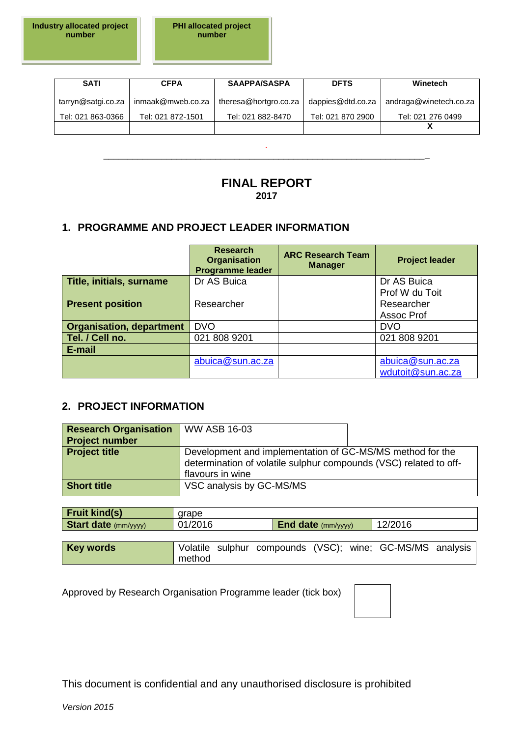| Industry allocated project number | PHI allocated project number |
| --- | --- |
| | |

| SATI | CFPA | SAAPPA/SASPA | DFTS | Winetech |
| --- | --- | --- | --- | --- |
| tarryn@satgi.co.za | inmaak@mweb.co.za | theresa@hortgro.co.za | dappies@dtd.co.za | andraga@winetech.co.za |
| Tel: 021 863-0366 | Tel: 021 872-1501 | Tel: 021 882-8470 | Tel: 021 870 2900 | Tel: 021 276 0499 |
| | | | | X |

# FINAL REPORT
**2017**

## 1. PROGRAMME AND PROJECT LEADER INFORMATION

| | Research Organisation Programme leader | ARC Research Team Manager | Project leader |
| --- | --- | --- | --- |
| **Title, initials, surname** | Dr AS Buica | | Dr AS Buica<br>Prof W du Toit |
| **Present position** | Researcher | | Researcher<br>Assoc Prof |
| **Organisation, department** | DVO | | DVO |
| **Tel. / Cell no.** | 021 808 9201 | | 021 808 9201 |
| **E-mail** | | | |
| | abuica@sun.ac.za | | abuica@sun.ac.za<br>wdutoit@sun.ac.za |

## 2. PROJECT INFORMATION

| | |
| --- | --- |
| **Research Organisation Project number** | WW ASB 16-03 |
| **Project title** | Development and implementation of GC-MS/MS method for the determination of volatile sulphur compounds (VSC) related to off-flavours in wine |
| **Short title** | VSC analysis by GC-MS/MS |

| | | | |
| --- | --- | --- | --- |
| **Fruit kind(s)** | grape | | |
| **Start date** (mm/yyyy) | 01/2016 | **End date** (mm/yyyy) | 12/2016 |

| | |
| --- | --- |
| **Key words** | Volatile sulphur compounds (VSC); wine; GC-MS/MS analysis method |

Approved by Research Organisation Programme leader (tick box) ☐

This document is confidential and any unauthorised disclosure is prohibited

*Version 2015*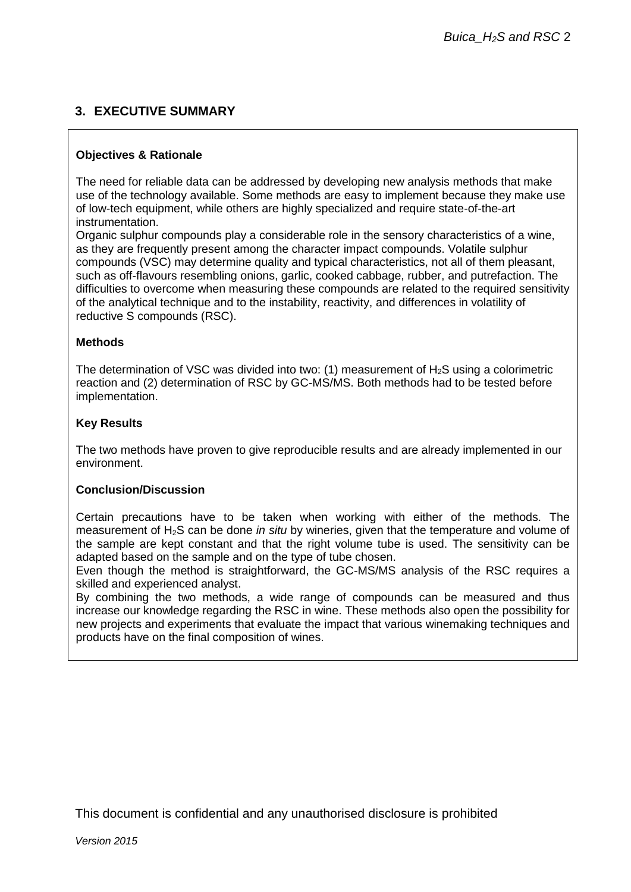## 3. EXECUTIVE SUMMARY

**Objectives & Rationale**

The need for reliable data can be addressed by developing new analysis methods that make use of the technology available. Some methods are easy to implement because they make use of low-tech equipment, while others are highly specialized and require state-of-the-art instrumentation.

Organic sulphur compounds play a considerable role in the sensory characteristics of a wine, as they are frequently present among the character impact compounds. Volatile sulphur compounds (VSC) may determine quality and typical characteristics, not all of them pleasant, such as off-flavours resembling onions, garlic, cooked cabbage, rubber, and putrefaction. The difficulties to overcome when measuring these compounds are related to the required sensitivity of the analytical technique and to the instability, reactivity, and differences in volatility of reductive S compounds (RSC).

**Methods**

The determination of VSC was divided into two: (1) measurement of $H_2S$ using a colorimetric reaction and (2) determination of RSC by GC-MS/MS. Both methods had to be tested before implementation.

**Key Results**

The two methods have proven to give reproducible results and are already implemented in our environment.

**Conclusion/Discussion**

Certain precautions have to be taken when working with either of the methods. The measurement of $H_2S$ can be done *in situ* by wineries, given that the temperature and volume of the sample are kept constant and that the right volume tube is used. The sensitivity can be adapted based on the sample and on the type of tube chosen.

Even though the method is straightforward, the GC-MS/MS analysis of the RSC requires a skilled and experienced analyst.

By combining the two methods, a wide range of compounds can be measured and thus increase our knowledge regarding the RSC in wine. These methods also open the possibility for new projects and experiments that evaluate the impact that various winemaking techniques and products have on the final composition of wines.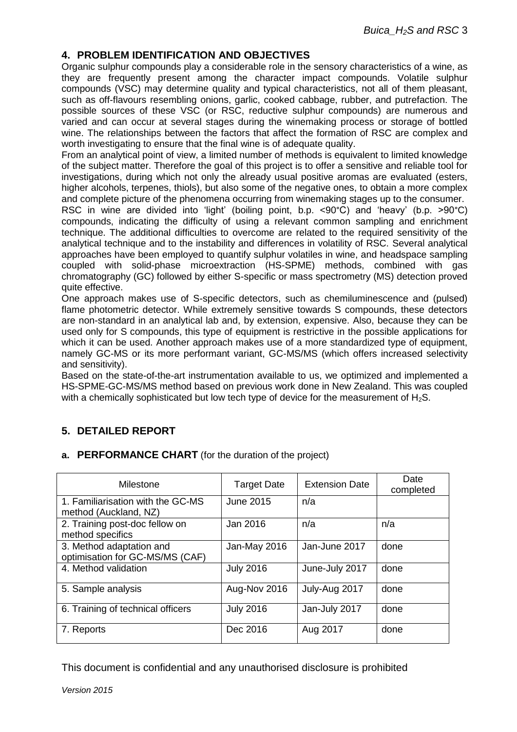## 4. PROBLEM IDENTIFICATION AND OBJECTIVES

Organic sulphur compounds play a considerable role in the sensory characteristics of a wine, as they are frequently present among the character impact compounds. Volatile sulphur compounds (VSC) may determine quality and typical characteristics, not all of them pleasant, such as off-flavours resembling onions, garlic, cooked cabbage, rubber, and putrefaction. The possible sources of these VSC (or RSC, reductive sulphur compounds) are numerous and varied and can occur at several stages during the winemaking process or storage of bottled wine. The relationships between the factors that affect the formation of RSC are complex and worth investigating to ensure that the final wine is of adequate quality.

From an analytical point of view, a limited number of methods is equivalent to limited knowledge of the subject matter. Therefore the goal of this project is to offer a sensitive and reliable tool for investigations, during which not only the already usual positive aromas are evaluated (esters, higher alcohols, terpenes, thiols), but also some of the negative ones, to obtain a more complex and complete picture of the phenomena occurring from winemaking stages up to the consumer.

RSC in wine are divided into 'light' (boiling point, b.p. <90°C) and 'heavy' (b.p. >90°C) compounds, indicating the difficulty of using a relevant common sampling and enrichment technique. The additional difficulties to overcome are related to the required sensitivity of the analytical technique and to the instability and differences in volatility of RSC. Several analytical approaches have been employed to quantify sulphur volatiles in wine, and headspace sampling coupled with solid-phase microextraction (HS-SPME) methods, combined with gas chromatography (GC) followed by either S-specific or mass spectrometry (MS) detection proved quite effective.

One approach makes use of S-specific detectors, such as chemiluminescence and (pulsed) flame photometric detector. While extremely sensitive towards S compounds, these detectors are non-standard in an analytical lab and, by extension, expensive. Also, because they can be used only for S compounds, this type of equipment is restrictive in the possible applications for which it can be used. Another approach makes use of a more standardized type of equipment, namely GC-MS or its more performant variant, GC-MS/MS (which offers increased selectivity and sensitivity).

Based on the state-of-the-art instrumentation available to us, we optimized and implemented a HS-SPME-GC-MS/MS method based on previous work done in New Zealand. This was coupled with a chemically sophisticated but low tech type of device for the measurement of $H_2S$.

## 5. DETAILED REPORT

### a. PERFORMANCE CHART (for the duration of the project)

| Milestone | Target Date | Extension Date | Date completed |
|---|---|---|---|
| 1. Familiarisation with the GC-MS method (Auckland, NZ) | June 2015 | n/a | |
| 2. Training post-doc fellow on method specifics | Jan 2016 | n/a | n/a |
| 3. Method adaptation and optimisation for GC-MS/MS (CAF) | Jan-May 2016 | Jan-June 2017 | done |
| 4. Method validation | July 2016 | June-July 2017 | done |
| 5. Sample analysis | Aug-Nov 2016 | July-Aug 2017 | done |
| 6. Training of technical officers | July 2016 | Jan-July 2017 | done |
| 7. Reports | Dec 2016 | Aug 2017 | done |

This document is confidential and any unauthorised disclosure is prohibited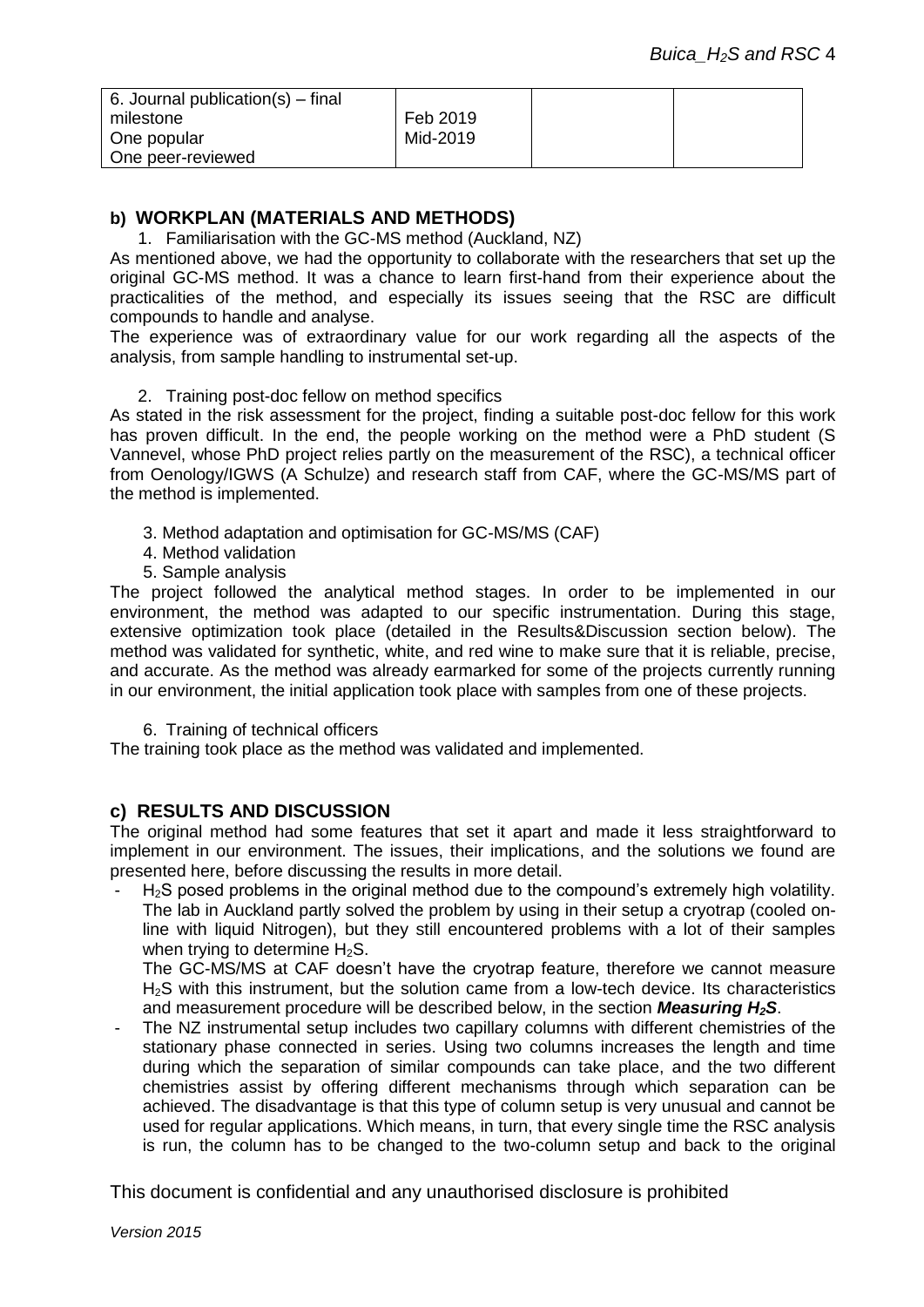| 6. Journal publication(s) – final milestone<br>One popular<br>One peer-reviewed | Feb 2019<br>Mid-2019 | | |
|---|---|---|---|

### b) WORKPLAN (MATERIALS AND METHODS)

1. Familiarisation with the GC-MS method (Auckland, NZ)

As mentioned above, we had the opportunity to collaborate with the researchers that set up the original GC-MS method. It was a chance to learn first-hand from their experience about the practicalities of the method, and especially its issues seeing that the RSC are difficult compounds to handle and analyse.

The experience was of extraordinary value for our work regarding all the aspects of the analysis, from sample handling to instrumental set-up.

2. Training post-doc fellow on method specifics

As stated in the risk assessment for the project, finding a suitable post-doc fellow for this work has proven difficult. In the end, the people working on the method were a PhD student (S Vannevel, whose PhD project relies partly on the measurement of the RSC), a technical officer from Oenology/IGWS (A Schulze) and research staff from CAF, where the GC-MS/MS part of the method is implemented.

3. Method adaptation and optimisation for GC-MS/MS (CAF)
4. Method validation
5. Sample analysis

The project followed the analytical method stages. In order to be implemented in our environment, the method was adapted to our specific instrumentation. During this stage, extensive optimization took place (detailed in the Results&Discussion section below). The method was validated for synthetic, white, and red wine to make sure that it is reliable, precise, and accurate. As the method was already earmarked for some of the projects currently running in our environment, the initial application took place with samples from one of these projects.

6. Training of technical officers

The training took place as the method was validated and implemented.

### c) RESULTS AND DISCUSSION

The original method had some features that set it apart and made it less straightforward to implement in our environment. The issues, their implications, and the solutions we found are presented here, before discussing the results in more detail.

- $H_2S$ posed problems in the original method due to the compound's extremely high volatility. The lab in Auckland partly solved the problem by using in their setup a cryotrap (cooled on-line with liquid Nitrogen), but they still encountered problems with a lot of their samples when trying to determine $H_2S$.
  The GC-MS/MS at CAF doesn't have the cryotrap feature, therefore we cannot measure $H_2S$ with this instrument, but the solution came from a low-tech device. Its characteristics and measurement procedure will be described below, in the section ***Measuring $H_2S$***.
- The NZ instrumental setup includes two capillary columns with different chemistries of the stationary phase connected in series. Using two columns increases the length and time during which the separation of similar compounds can take place, and the two different chemistries assist by offering different mechanisms through which separation can be achieved. The disadvantage is that this type of column setup is very unusual and cannot be used for regular applications. Which means, in turn, that every single time the RSC analysis is run, the column has to be changed to the two-column setup and back to the original

This document is confidential and any unauthorised disclosure is prohibited

*Version 2015*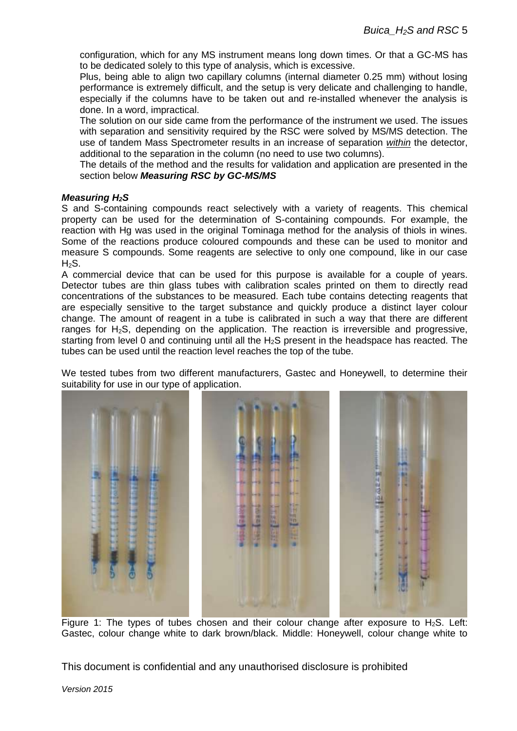configuration, which for any MS instrument means long down times. Or that a GC-MS has to be dedicated solely to this type of analysis, which is excessive.

Plus, being able to align two capillary columns (internal diameter 0.25 mm) without losing performance is extremely difficult, and the setup is very delicate and challenging to handle, especially if the columns have to be taken out and re-installed whenever the analysis is done. In a word, impractical.

The solution on our side came from the performance of the instrument we used. The issues with separation and sensitivity required by the RSC were solved by MS/MS detection. The use of tandem Mass Spectrometer results in an increase of separation *within* the detector, additional to the separation in the column (no need to use two columns).

The details of the method and the results for validation and application are presented in the section below ***Measuring RSC by GC-MS/MS***

***Measuring $H_2S$***

S and S-containing compounds react selectively with a variety of reagents. This chemical property can be used for the determination of S-containing compounds. For example, the reaction with Hg was used in the original Tominaga method for the analysis of thiols in wines. Some of the reactions produce coloured compounds and these can be used to monitor and measure S compounds. Some reagents are selective to only one compound, like in our case $H_2S$.

A commercial device that can be used for this purpose is available for a couple of years. Detector tubes are thin glass tubes with calibration scales printed on them to directly read concentrations of the substances to be measured. Each tube contains detecting reagents that are especially sensitive to the target substance and quickly produce a distinct layer colour change. The amount of reagent in a tube is calibrated in such a way that there are different ranges for $H_2S$, depending on the application. The reaction is irreversible and progressive, starting from level 0 and continuing until all the $H_2S$ present in the headspace has reacted. The tubes can be used until the reaction level reaches the top of the tube.

We tested tubes from two different manufacturers, Gastec and Honeywell, to determine their suitability for use in our type of application.

Figure 1: The types of tubes chosen and their colour change after exposure to $H_2S$. Left: Gastec, colour change white to dark brown/black. Middle: Honeywell, colour change white to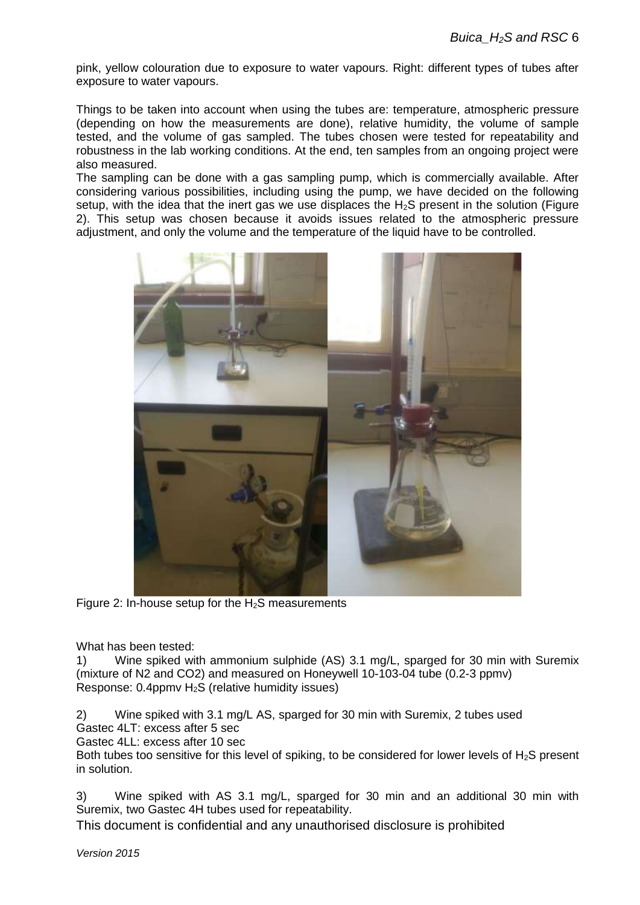pink, yellow colouration due to exposure to water vapours. Right: different types of tubes after exposure to water vapours.

Things to be taken into account when using the tubes are: temperature, atmospheric pressure (depending on how the measurements are done), relative humidity, the volume of sample tested, and the volume of gas sampled. The tubes chosen were tested for repeatability and robustness in the lab working conditions. At the end, ten samples from an ongoing project were also measured.

The sampling can be done with a gas sampling pump, which is commercially available. After considering various possibilities, including using the pump, we have decided on the following setup, with the idea that the inert gas we use displaces the $H_2S$ present in the solution (Figure 2). This setup was chosen because it avoids issues related to the atmospheric pressure adjustment, and only the volume and the temperature of the liquid have to be controlled.

Figure 2: In-house setup for the $H_2S$ measurements

What has been tested:

1) Wine spiked with ammonium sulphide (AS) 3.1 mg/L, sparged for 30 min with Suremix (mixture of N2 and CO2) and measured on Honeywell 10-103-04 tube (0.2-3 ppmv)
Response: 0.4ppmv $H_2S$ (relative humidity issues)

2) Wine spiked with 3.1 mg/L AS, sparged for 30 min with Suremix, 2 tubes used
Gastec 4LT: excess after 5 sec
Gastec 4LL: excess after 10 sec
Both tubes too sensitive for this level of spiking, to be considered for lower levels of $H_2S$ present in solution.

3) Wine spiked with AS 3.1 mg/L, sparged for 30 min and an additional 30 min with Suremix, two Gastec 4H tubes used for repeatability.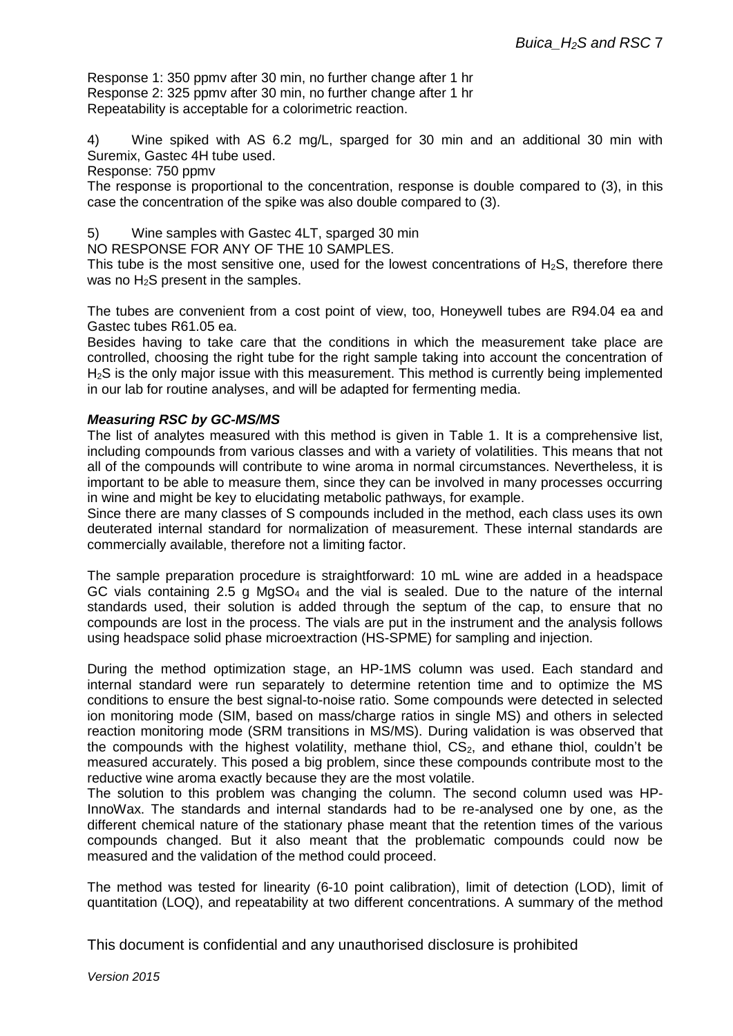Response 1: 350 ppmv after 30 min, no further change after 1 hr
Response 2: 325 ppmv after 30 min, no further change after 1 hr
Repeatability is acceptable for a colorimetric reaction.

4) Wine spiked with AS 6.2 mg/L, sparged for 30 min and an additional 30 min with Suremix, Gastec 4H tube used.
Response: 750 ppmv
The response is proportional to the concentration, response is double compared to (3), in this case the concentration of the spike was also double compared to (3).

5) Wine samples with Gastec 4LT, sparged 30 min
NO RESPONSE FOR ANY OF THE 10 SAMPLES.
This tube is the most sensitive one, used for the lowest concentrations of $H_2S$, therefore there was no $H_2S$ present in the samples.

The tubes are convenient from a cost point of view, too, Honeywell tubes are R94.04 ea and Gastec tubes R61.05 ea.
Besides having to take care that the conditions in which the measurement take place are controlled, choosing the right tube for the right sample taking into account the concentration of $H_2S$ is the only major issue with this measurement. This method is currently being implemented in our lab for routine analyses, and will be adapted for fermenting media.

***Measuring RSC by GC-MS/MS***

The list of analytes measured with this method is given in Table 1. It is a comprehensive list, including compounds from various classes and with a variety of volatilities. This means that not all of the compounds will contribute to wine aroma in normal circumstances. Nevertheless, it is important to be able to measure them, since they can be involved in many processes occurring in wine and might be key to elucidating metabolic pathways, for example.
Since there are many classes of S compounds included in the method, each class uses its own deuterated internal standard for normalization of measurement. These internal standards are commercially available, therefore not a limiting factor.

The sample preparation procedure is straightforward: 10 mL wine are added in a headspace GC vials containing 2.5 g $MgSO_4$ and the vial is sealed. Due to the nature of the internal standards used, their solution is added through the septum of the cap, to ensure that no compounds are lost in the process. The vials are put in the instrument and the analysis follows using headspace solid phase microextraction (HS-SPME) for sampling and injection.

During the method optimization stage, an HP-1MS column was used. Each standard and internal standard were run separately to determine retention time and to optimize the MS conditions to ensure the best signal-to-noise ratio. Some compounds were detected in selected ion monitoring mode (SIM, based on mass/charge ratios in single MS) and others in selected reaction monitoring mode (SRM transitions in MS/MS). During validation is was observed that the compounds with the highest volatility, methane thiol, $CS_2$, and ethane thiol, couldn't be measured accurately. This posed a big problem, since these compounds contribute most to the reductive wine aroma exactly because they are the most volatile.
The solution to this problem was changing the column. The second column used was HP-InnoWax. The standards and internal standards had to be re-analysed one by one, as the different chemical nature of the stationary phase meant that the retention times of the various compounds changed. But it also meant that the problematic compounds could now be measured and the validation of the method could proceed.

The method was tested for linearity (6-10 point calibration), limit of detection (LOD), limit of quantitation (LOQ), and repeatability at two different concentrations. A summary of the method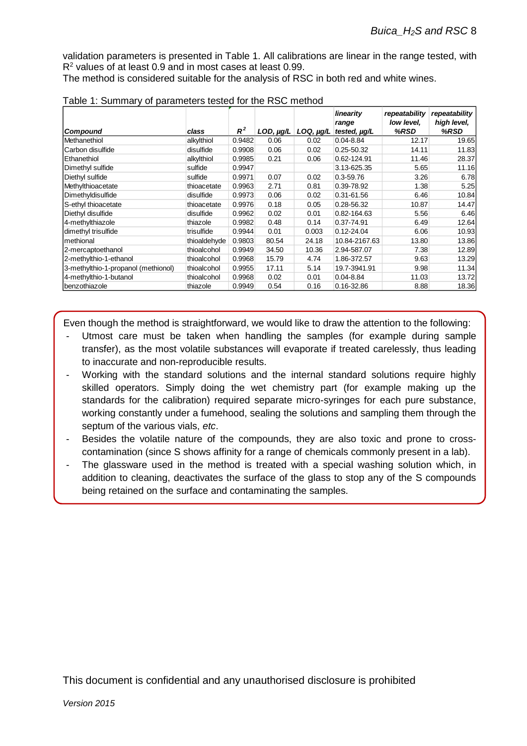validation parameters is presented in Table 1. All calibrations are linear in the range tested, with $R^2$ values of at least 0.9 and in most cases at least 0.99.
The method is considered suitable for the analysis of RSC in both red and white wines.

Table 1: Summary of parameters tested for the RSC method

| Compound | class | $R^2$ | LOD, µg/L | LOQ, µg/L | linearity range tested, µg/L | repeatability low level, %RSD | repeatability high level, %RSD |
|---|---|---|---|---|---|---|---|
| Methanethiol | alkylthiol | 0.9482 | 0.06 | 0.02 | 0.04-8.84 | 12.17 | 19.65 |
| Carbon disulfide | disulfide | 0.9908 | 0.06 | 0.02 | 0.25-50.32 | 14.11 | 11.83 |
| Ethanethiol | alkylthiol | 0.9985 | 0.21 | 0.06 | 0.62-124.91 | 11.46 | 28.37 |
| Dimethyl sulfide | sulfide | 0.9947 | | | 3.13-625.35 | 5.65 | 11.16 |
| Diethyl sulfide | sulfide | 0.9971 | 0.07 | 0.02 | 0.3-59.76 | 3.26 | 6.78 |
| Methylthioacetate | thioacetate | 0.9963 | 2.71 | 0.81 | 0.39-78.92 | 1.38 | 5.25 |
| Dimethyldisulfide | disulfide | 0.9973 | 0.06 | 0.02 | 0.31-61.56 | 6.46 | 10.84 |
| S-ethyl thioacetate | thioacetate | 0.9976 | 0.18 | 0.05 | 0.28-56.32 | 10.87 | 14.47 |
| Diethyl disulfide | disulfide | 0.9962 | 0.02 | 0.01 | 0.82-164.63 | 5.56 | 6.46 |
| 4-methylthiazole | thiazole | 0.9982 | 0.48 | 0.14 | 0.37-74.91 | 6.49 | 12.64 |
| dimethyl trisulfide | trisulfide | 0.9944 | 0.01 | 0.003 | 0.12-24.04 | 6.06 | 10.93 |
| methional | thioaldehyde | 0.9803 | 80.54 | 24.18 | 10.84-2167.63 | 13.80 | 13.86 |
| 2-mercaptoethanol | thioalcohol | 0.9949 | 34.50 | 10.36 | 2.94-587.07 | 7.38 | 12.89 |
| 2-methylthio-1-ethanol | thioalcohol | 0.9968 | 15.79 | 4.74 | 1.86-372.57 | 9.63 | 13.29 |
| 3-methylthio-1-propanol (methionol) | thioalcohol | 0.9955 | 17.11 | 5.14 | 19.7-3941.91 | 9.98 | 11.34 |
| 4-methylthio-1-butanol | thioalcohol | 0.9968 | 0.02 | 0.01 | 0.04-8.84 | 11.03 | 13.72 |
| benzothiazole | thiazole | 0.9949 | 0.54 | 0.16 | 0.16-32.86 | 8.88 | 18.36 |

Even though the method is straightforward, we would like to draw the attention to the following:

- Utmost care must be taken when handling the samples (for example during sample transfer), as the most volatile substances will evaporate if treated carelessly, thus leading to inaccurate and non-reproducible results.
- Working with the standard solutions and the internal standard solutions require highly skilled operators. Simply doing the wet chemistry part (for example making up the standards for the calibration) required separate micro-syringes for each pure substance, working constantly under a fumehood, sealing the solutions and sampling them through the septum of the various vials, *etc*.
- Besides the volatile nature of the compounds, they are also toxic and prone to cross-contamination (since S shows affinity for a range of chemicals commonly present in a lab).
- The glassware used in the method is treated with a special washing solution which, in addition to cleaning, deactivates the surface of the glass to stop any of the S compounds being retained on the surface and contaminating the samples.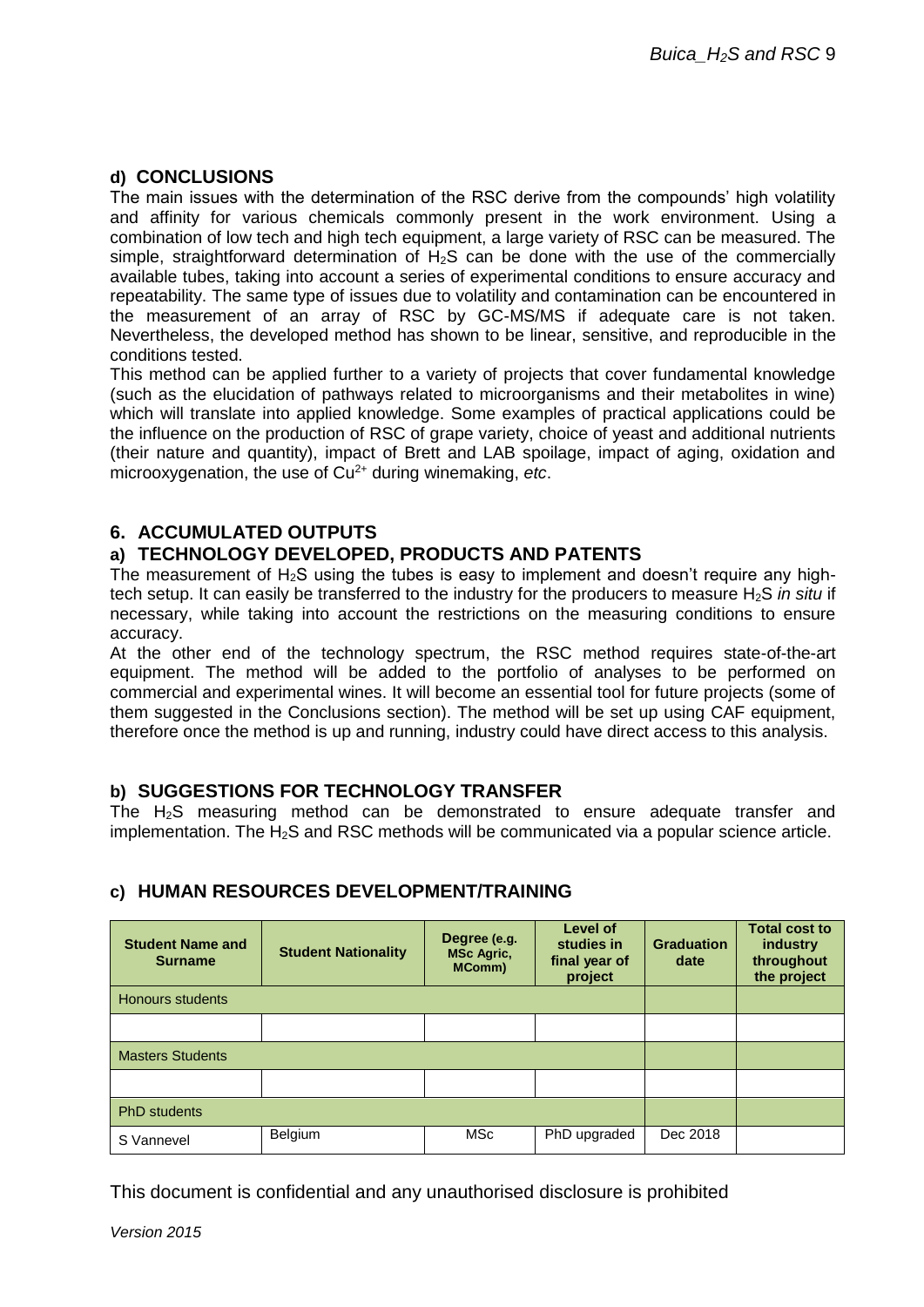### d) CONCLUSIONS

The main issues with the determination of the RSC derive from the compounds' high volatility and affinity for various chemicals commonly present in the work environment. Using a combination of low tech and high tech equipment, a large variety of RSC can be measured. The simple, straightforward determination of $H_2S$ can be done with the use of the commercially available tubes, taking into account a series of experimental conditions to ensure accuracy and repeatability. The same type of issues due to volatility and contamination can be encountered in the measurement of an array of RSC by GC-MS/MS if adequate care is not taken. Nevertheless, the developed method has shown to be linear, sensitive, and reproducible in the conditions tested.

This method can be applied further to a variety of projects that cover fundamental knowledge (such as the elucidation of pathways related to microorganisms and their metabolites in wine) which will translate into applied knowledge. Some examples of practical applications could be the influence on the production of RSC of grape variety, choice of yeast and additional nutrients (their nature and quantity), impact of Brett and LAB spoilage, impact of aging, oxidation and microoxygenation, the use of $Cu^{2+}$ during winemaking, *etc*.

## 6. ACCUMULATED OUTPUTS

### a) TECHNOLOGY DEVELOPED, PRODUCTS AND PATENTS

The measurement of $H_2S$ using the tubes is easy to implement and doesn't require any high-tech setup. It can easily be transferred to the industry for the producers to measure $H_2S$ *in situ* if necessary, while taking into account the restrictions on the measuring conditions to ensure accuracy.

At the other end of the technology spectrum, the RSC method requires state-of-the-art equipment. The method will be added to the portfolio of analyses to be performed on commercial and experimental wines. It will become an essential tool for future projects (some of them suggested in the Conclusions section). The method will be set up using CAF equipment, therefore once the method is up and running, industry could have direct access to this analysis.

### b) SUGGESTIONS FOR TECHNOLOGY TRANSFER

The $H_2S$ measuring method can be demonstrated to ensure adequate transfer and implementation. The $H_2S$ and RSC methods will be communicated via a popular science article.

### c) HUMAN RESOURCES DEVELOPMENT/TRAINING

| Student Name and Surname | Student Nationality | Degree (e.g. MSc Agric, MComm) | Level of studies in final year of project | Graduation date | Total cost to industry throughout the project |
|---|---|---|---|---|---|
| Honours students | | | | | |
| | | | | | |
| Masters Students | | | | | |
| | | | | | |
| PhD students | | | | | |
| S Vannevel | Belgium | MSc | PhD upgraded | Dec 2018 | |

This document is confidential and any unauthorised disclosure is prohibited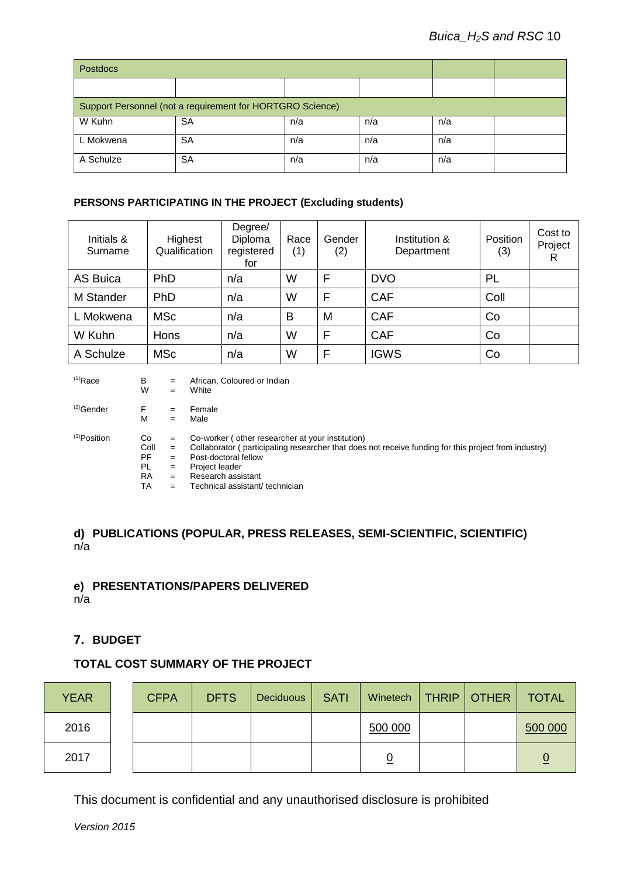| Postdocs | | | | | |
|---|---|---|---|---|---|
| | | | | | |
| Support Personnel (not a requirement for HORTGRO Science) | | | | | |
| W Kuhn | SA | n/a | n/a | n/a | |
| L Mokwena | SA | n/a | n/a | n/a | |
| A Schulze | SA | n/a | n/a | n/a | |

**PERSONS PARTICIPATING IN THE PROJECT (Excluding students)**

| Initials & Surname | Highest Qualification | Degree/ Diploma registered for | Race (1) | Gender (2) | Institution & Department | Position (3) | Cost to Project R |
|---|---|---|---|---|---|---|---|
| AS Buica | PhD | n/a | W | F | DVO | PL | |
| M Stander | PhD | n/a | W | F | CAF | Coll | |
| L Mokwena | MSc | n/a | B | M | CAF | Co | |
| W Kuhn | Hons | n/a | W | F | CAF | Co | |
| A Schulze | MSc | n/a | W | F | IGWS | Co | |

(1)Race
- B = African, Coloured or Indian
- W = White

(2)Gender
- F = Female
- M = Male

(3)Position
- Co = Co-worker ( other researcher at your institution)
- Coll = Collaborator ( participating researcher that does not receive funding for this project from industry)
- PF = Post-doctoral fellow
- PL = Project leader
- RA = Research assistant
- TA = Technical assistant/ technician

### d) PUBLICATIONS (POPULAR, PRESS RELEASES, SEMI-SCIENTIFIC, SCIENTIFIC)

n/a

### e) PRESENTATIONS/PAPERS DELIVERED

n/a

## 7. BUDGET

**TOTAL COST SUMMARY OF THE PROJECT**

| YEAR | CFPA | DFTS | Deciduous | SATI | Winetech | THRIP | OTHER | TOTAL |
|---|---|---|---|---|---|---|---|---|
| 2016 | | | | | 500 000 | | | 500 000 |
| 2017 | | | | | 0 | | | 0 |

This document is confidential and any unauthorised disclosure is prohibited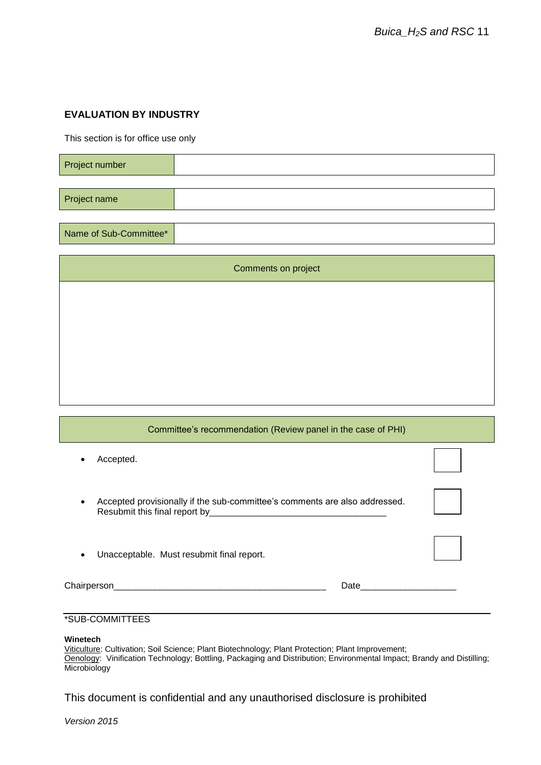**EVALUATION BY INDUSTRY**

This section is for office use only

| Project number | |
|---|---|

| Project name | |
|---|---|

| Name of Sub-Committee* | |
|---|---|

| Comments on project |
|---|
| |

| Committee's recommendation (Review panel in the case of PHI) | |
|---|---|
| • Accepted. | ☐ |
| • Accepted provisionally if the sub-committee's comments are also addressed. Resubmit this final report by___________________________________ | ☐ |
| • Unacceptable. Must resubmit final report. | ☐ |

Chairperson_________________________________________ Date___________________

---

*SUB-COMMITTEES

**Winetech**

Viticulture: Cultivation; Soil Science; Plant Biotechnology; Plant Protection; Plant Improvement;
Oenology: Vinification Technology; Bottling, Packaging and Distribution; Environmental Impact; Brandy and Distilling; Microbiology

This document is confidential and any unauthorised disclosure is prohibited

*Version 2015*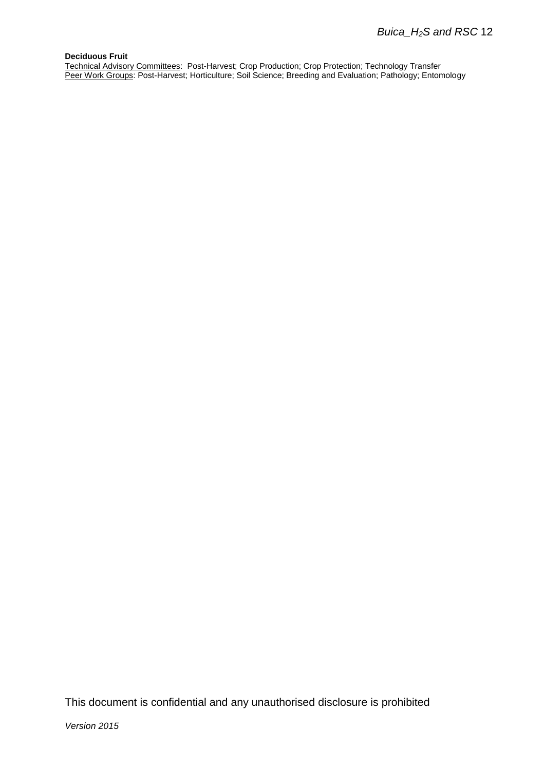**Deciduous Fruit**

Technical Advisory Committees:  Post-Harvest; Crop Production; Crop Protection; Technology Transfer
Peer Work Groups: Post-Harvest; Horticulture; Soil Science; Breeding and Evaluation; Pathology; Entomology

This document is confidential and any unauthorised disclosure is prohibited

*Version 2015*